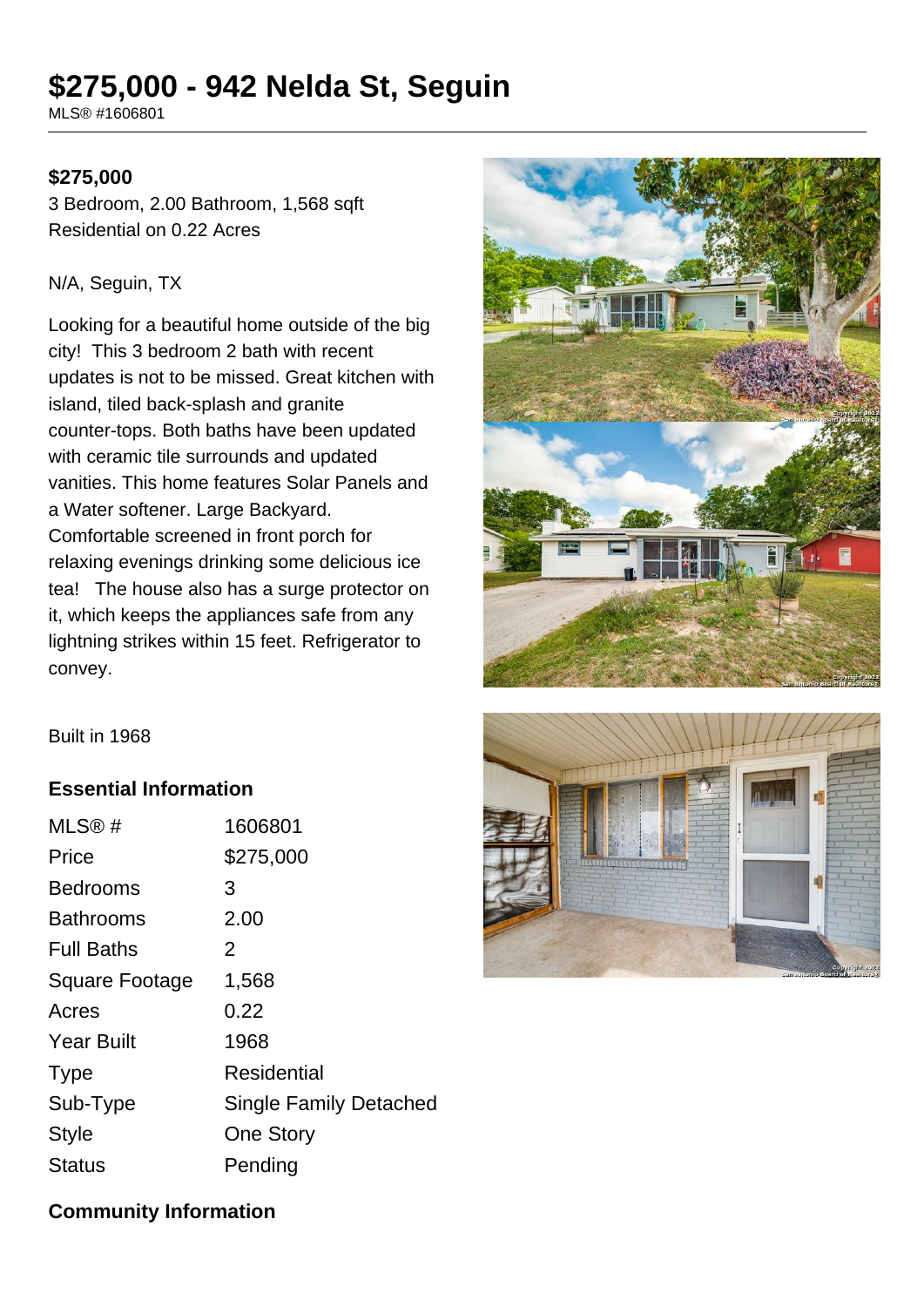# $275,000 - 942 Nelda St, Seguin

MLS® #1606801

**$275,000**

3 Bedroom, 2.00 Bathroom, 1,568 sqft
Residential on 0.22 Acres

N/A, Seguin, TX

Looking for a beautiful home outside of the big city! This 3 bedroom 2 bath with recent updates is not to be missed. Great kitchen with island, tiled back-splash and granite counter-tops. Both baths have been updated with ceramic tile surrounds and updated vanities. This home features Solar Panels and a Water softener. Large Backyard. Comfortable screened in front porch for relaxing evenings drinking some delicious ice tea! The house also has a surge protector on it, which keeps the appliances safe from any lightning strikes within 15 feet. Refrigerator to convey.

Built in 1968

## Essential Information

| | |
|---|---|
| MLS® # | 1606801 |
| Price | $275,000 |
| Bedrooms | 3 |
| Bathrooms | 2.00 |
| Full Baths | 2 |
| Square Footage | 1,568 |
| Acres | 0.22 |
| Year Built | 1968 |
| Type | Residential |
| Sub-Type | Single Family Detached |
| Style | One Story |
| Status | Pending |

## Community Information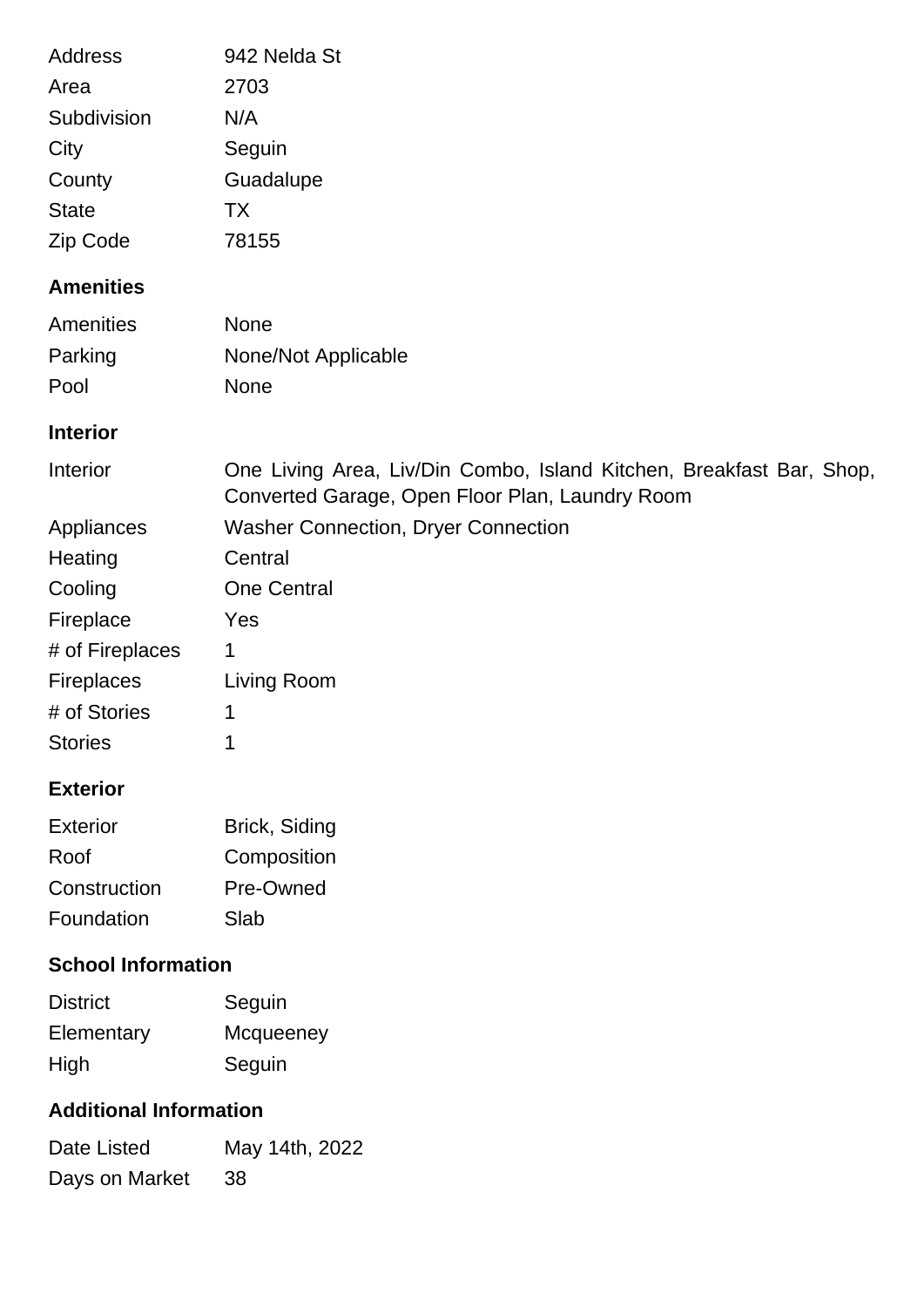| | |
|---|---|
| Address | 942 Nelda St |
| Area | 2703 |
| Subdivision | N/A |
| City | Seguin |
| County | Guadalupe |
| State | TX |
| Zip Code | 78155 |

## Amenities

| | |
|---|---|
| Amenities | None |
| Parking | None/Not Applicable |
| Pool | None |

## Interior

| | |
|---|---|
| Interior | One Living Area, Liv/Din Combo, Island Kitchen, Breakfast Bar, Shop, Converted Garage, Open Floor Plan, Laundry Room |
| Appliances | Washer Connection, Dryer Connection |
| Heating | Central |
| Cooling | One Central |
| Fireplace | Yes |
| # of Fireplaces | 1 |
| Fireplaces | Living Room |
| # of Stories | 1 |
| Stories | 1 |

## Exterior

| | |
|---|---|
| Exterior | Brick, Siding |
| Roof | Composition |
| Construction | Pre-Owned |
| Foundation | Slab |

## School Information

| | |
|---|---|
| District | Seguin |
| Elementary | Mcqueeney |
| High | Seguin |

## Additional Information

| | |
|---|---|
| Date Listed | May 14th, 2022 |
| Days on Market | 38 |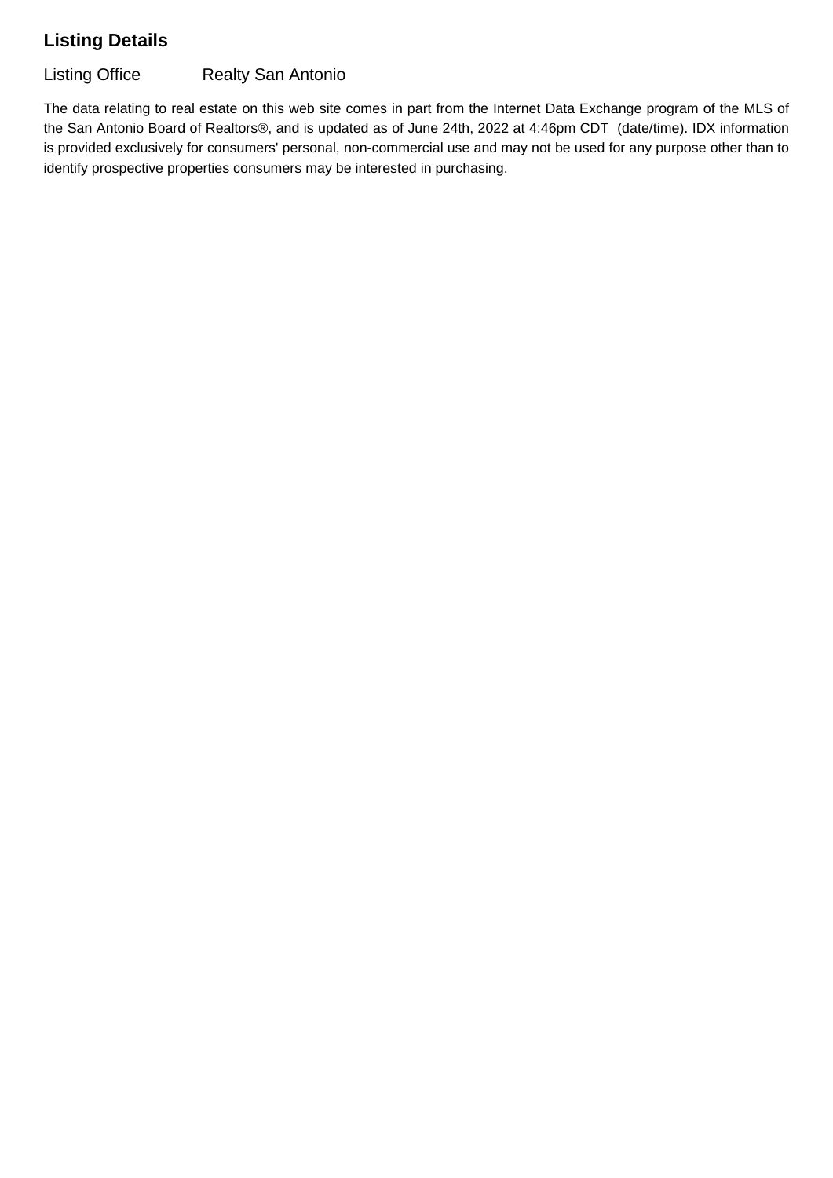## Listing Details

| | |
|---|---|
| Listing Office | Realty San Antonio |

The data relating to real estate on this web site comes in part from the Internet Data Exchange program of the MLS of the San Antonio Board of Realtors®, and is updated as of June 24th, 2022 at 4:46pm CDT (date/time). IDX information is provided exclusively for consumers' personal, non-commercial use and may not be used for any purpose other than to identify prospective properties consumers may be interested in purchasing.